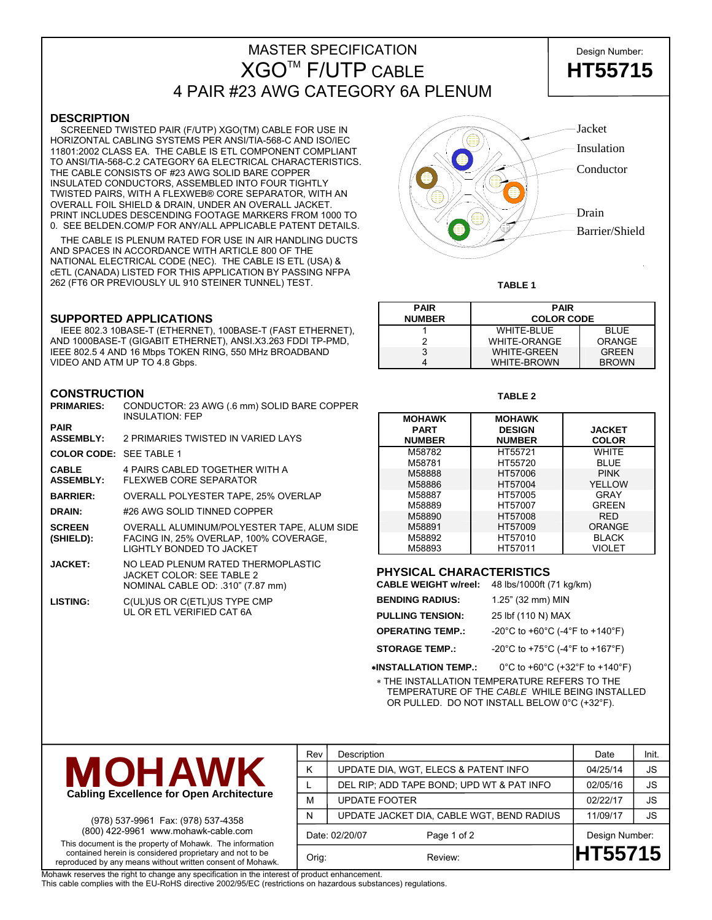# MASTER SPECIFICATION
# XGO™ F/UTP CABLE
## 4 PAIR #23 AWG CATEGORY 6A PLENUM

Design Number: **HT55715**

## DESCRIPTION

SCREENED TWISTED PAIR (F/UTP) XGO(TM) CABLE FOR USE IN HORIZONTAL CABLING SYSTEMS PER ANSI/TIA-568-C AND ISO/IEC 11801:2002 CLASS EA. THE CABLE IS ETL COMPONENT COMPLIANT TO ANSI/TIA-568-C.2 CATEGORY 6A ELECTRICAL CHARACTERISTICS. THE CABLE CONSISTS OF #23 AWG SOLID BARE COPPER INSULATED CONDUCTORS, ASSEMBLED INTO FOUR TIGHTLY TWISTED PAIRS, WITH A FLEXWEB® CORE SEPARATOR, WITH AN OVERALL FOIL SHIELD & DRAIN, UNDER AN OVERALL JACKET. PRINT INCLUDES DESCENDING FOOTAGE MARKERS FROM 1000 TO 0. SEE BELDEN.COM/P FOR ANY/ALL APPLICABLE PATENT DETAILS.

THE CABLE IS PLENUM RATED FOR USE IN AIR HANDLING DUCTS AND SPACES IN ACCORDANCE WITH ARTICLE 800 OF THE NATIONAL ELECTRICAL CODE (NEC). THE CABLE IS ETL (USA) & cETL (CANADA) LISTED FOR THIS APPLICATION BY PASSING NFPA 262 (FT6 OR PREVIOUSLY UL 910 STEINER TUNNEL) TEST.

Jacket
Insulation
Conductor
Drain
Barrier/Shield

## SUPPORTED APPLICATIONS

IEEE 802.3 10BASE-T (ETHERNET), 100BASE-T (FAST ETHERNET), AND 1000BASE-T (GIGABIT ETHERNET), ANSI.X3.263 FDDI TP-PMD, IEEE 802.5 4 AND 16 Mbps TOKEN RING, 550 MHz BROADBAND VIDEO AND ATM UP TO 4.8 Gbps.

**TABLE 1**

| PAIR NUMBER | PAIR COLOR CODE | |
|---|---|---|
| 1 | WHITE-BLUE | BLUE |
| 2 | WHITE-ORANGE | ORANGE |
| 3 | WHITE-GREEN | GREEN |
| 4 | WHITE-BROWN | BROWN |

## CONSTRUCTION

**PRIMARIES:** CONDUCTOR: 23 AWG (.6 mm) SOLID BARE COPPER
INSULATION: FEP

**PAIR ASSEMBLY:** 2 PRIMARIES TWISTED IN VARIED LAYS

**COLOR CODE:** SEE TABLE 1

**CABLE ASSEMBLY:** 4 PAIRS CABLED TOGETHER WITH A FLEXWEB CORE SEPARATOR

**BARRIER:** OVERALL POLYESTER TAPE, 25% OVERLAP

**DRAIN:** #26 AWG SOLID TINNED COPPER

**SCREEN (SHIELD):** OVERALL ALUMINUM/POLYESTER TAPE, ALUM SIDE FACING IN, 25% OVERLAP, 100% COVERAGE, LIGHTLY BONDED TO JACKET

**JACKET:** NO LEAD PLENUM RATED THERMOPLASTIC
JACKET COLOR: SEE TABLE 2
NOMINAL CABLE OD: .310" (7.87 mm)

**LISTING:** C(UL)US OR C(ETL)US TYPE CMP
UL OR ETL VERIFIED CAT 6A

**TABLE 2**

| MOHAWK PART NUMBER | MOHAWK DESIGN NUMBER | JACKET COLOR |
|---|---|---|
| M58782 | HT55721 | WHITE |
| M58781 | HT55720 | BLUE |
| M58888 | HT57006 | PINK |
| M58886 | HT57004 | YELLOW |
| M58887 | HT57005 | GRAY |
| M58889 | HT57007 | GREEN |
| M58890 | HT57008 | RED |
| M58891 | HT57009 | ORANGE |
| M58892 | HT57010 | BLACK |
| M58893 | HT57011 | VIOLET |

## PHYSICAL CHARACTERISTICS

| | |
|---|---|
| **CABLE WEIGHT w/reel:** | 48 lbs/1000ft (71 kg/km) |
| **BENDING RADIUS:** | 1.25" (32 mm) MIN |
| **PULLING TENSION:** | 25 lbf (110 N) MAX |
| **OPERATING TEMP.:** | -20°C to +60°C (-4°F to +140°F) |
| **STORAGE TEMP.:** | -20°C to +75°C (-4°F to +167°F) |
| ***INSTALLATION TEMP.:** | 0°C to +60°C (+32°F to +140°F) |

* THE INSTALLATION TEMPERATURE REFERS TO THE TEMPERATURE OF THE *CABLE* WHILE BEING INSTALLED OR PULLED. DO NOT INSTALL BELOW 0°C (+32°F).

**MOHAWK**
**Cabling Excellence for Open Architecture**

(978) 537-9961 Fax: (978) 537-4358
(800) 422-9961 www.mohawk-cable.com

This document is the property of Mohawk. The information contained herein is considered proprietary and not to be reproduced by any means without written consent of Mohawk.

| Rev | Description | Date | Init. |
|---|---|---|---|
| K | UPDATE DIA, WGT, ELECS & PATENT INFO | 04/25/14 | JS |
| L | DEL RIP; ADD TAPE BOND; UPD WT & PAT INFO | 02/05/16 | JS |
| M | UPDATE FOOTER | 02/22/17 | JS |
| N | UPDATE JACKET DIA, CABLE WGT, BEND RADIUS | 11/09/17 | JS |

Date: 02/20/07 | Orig: | Review: | Design Number: **HT55715**

Mohawk reserves the right to change any specification in the interest of product enhancement.
This cable complies with the EU-RoHS directive 2002/95/EC (restrictions on hazardous substances) regulations.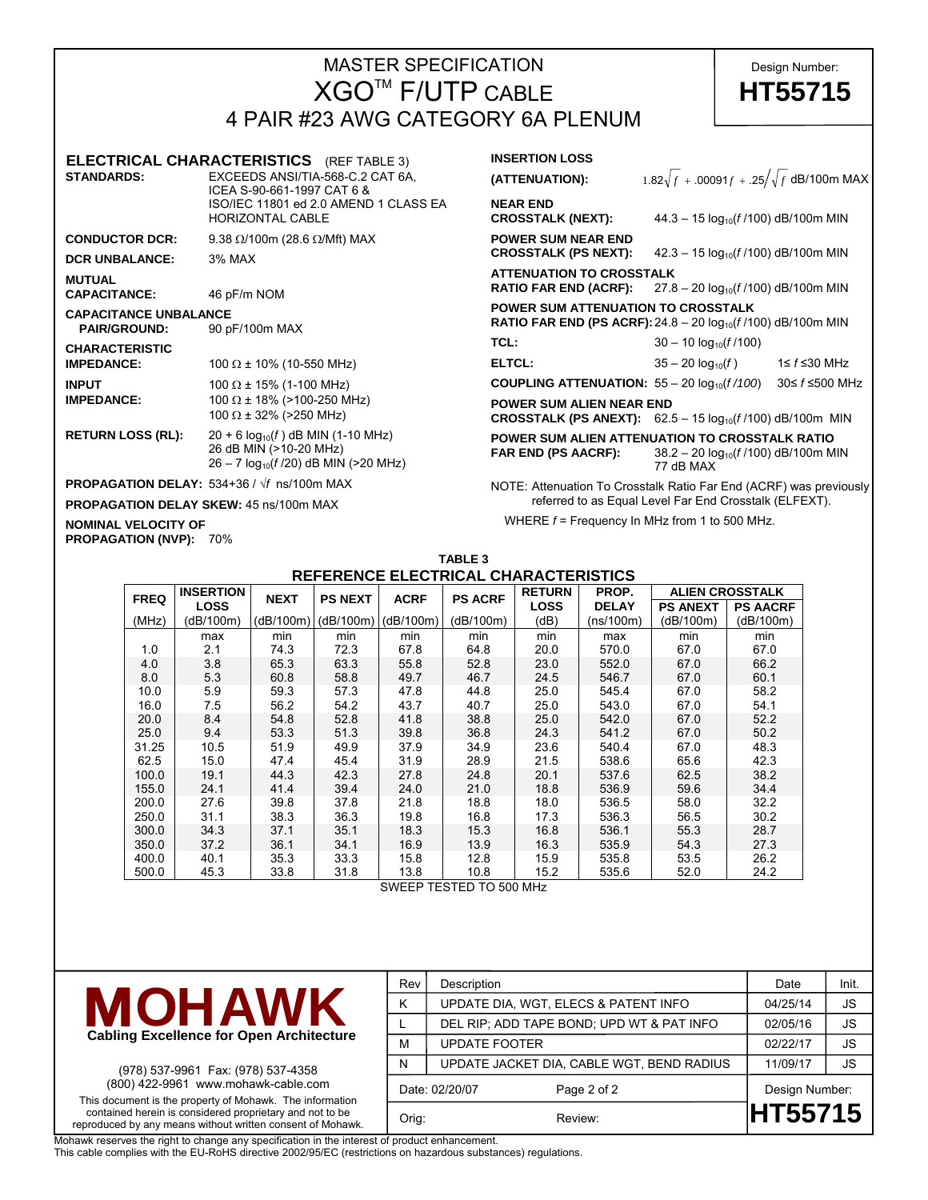# MASTER SPECIFICATION
# XGO™ F/UTP CABLE
# 4 PAIR #23 AWG CATEGORY 6A PLENUM

Design Number: **HT55715**

## ELECTRICAL CHARACTERISTICS (REF TABLE 3)

**STANDARDS:** EXCEEDS ANSI/TIA-568-C.2 CAT 6A, ICEA S-90-661-1997 CAT 6 & ISO/IEC 11801 ed 2.0 AMEND 1 CLASS EA HORIZONTAL CABLE

**CONDUCTOR DCR:** 9.38 Ω/100m (28.6 Ω/Mft) MAX

**DCR UNBALANCE:** 3% MAX

**MUTUAL CAPACITANCE:** 46 pF/m NOM

**CAPACITANCE UNBALANCE PAIR/GROUND:** 90 pF/100m MAX

**CHARACTERISTIC IMPEDANCE:** 100 Ω ± 10% (10-550 MHz)

**INPUT IMPEDANCE:**
100 Ω ± 15% (1-100 MHz)
100 Ω ± 18% (>100-250 MHz)
100 Ω ± 32% (>250 MHz)

**RETURN LOSS (RL):**
$20 + 6\log_{10}(f)$ dB MIN (1-10 MHz)
26 dB MIN (>10-20 MHz)
$26 - 7\log_{10}(f/20)$ dB MIN (>20 MHz)

**PROPAGATION DELAY:** $534+36/\sqrt{f}$ ns/100m MAX

**PROPAGATION DELAY SKEW:** 45 ns/100m MAX

**NOMINAL VELOCITY OF PROPAGATION (NVP):** 70%

**INSERTION LOSS (ATTENUATION):** $1.82\sqrt{f} + .00091f + .25/\sqrt{f}$ dB/100m MAX

**NEAR END CROSSTALK (NEXT):** $44.3 - 15\log_{10}(f/100)$ dB/100m MIN

**POWER SUM NEAR END CROSSTALK (PS NEXT):** $42.3 - 15\log_{10}(f/100)$ dB/100m MIN

**ATTENUATION TO CROSSTALK RATIO FAR END (ACRF):** $27.8 - 20\log_{10}(f/100)$ dB/100m MIN

**POWER SUM ATTENUATION TO CROSSTALK RATIO FAR END (PS ACRF):** $24.8 - 20\log_{10}(f/100)$ dB/100m MIN

**TCL:** $30 - 10\log_{10}(f/100)$

**ELTCL:** $35 - 20\log_{10}(f)$ $1 \le f \le 30$ MHz

**COUPLING ATTENUATION:** $55 - 20\log_{10}(f/100)$ $30 \le f \le 500$ MHz

**POWER SUM ALIEN NEAR END CROSSTALK (PS ANEXT):** $62.5 - 15\log_{10}(f/100)$ dB/100m MIN

**POWER SUM ALIEN ATTENUATION TO CROSSTALK RATIO FAR END (PS AACRF):** $38.2 - 20\log_{10}(f/100)$ dB/100m MIN
77 dB MAX

NOTE: Attenuation To Crosstalk Ratio Far End (ACRF) was previously referred to as Equal Level Far End Crosstalk (ELFEXT).

WHERE $f$ = Frequency In MHz from 1 to 500 MHz.

### TABLE 3
### REFERENCE ELECTRICAL CHARACTERISTICS

| FREQ | INSERTION LOSS | NEXT | PS NEXT | ACRF | PS ACRF | RETURN LOSS | PROP. DELAY | ALIEN CROSSTALK | |
|---|---|---|---|---|---|---|---|---|---|
| | | | | | | | | PS ANEXT | PS AACRF |
| (MHz) | (dB/100m) | (dB/100m) | (dB/100m) | (dB/100m) | (dB/100m) | (dB) | (ns/100m) | (dB/100m) | (dB/100m) |
| | max | min | min | min | min | min | max | min | min |
| 1.0 | 2.1 | 74.3 | 72.3 | 67.8 | 64.8 | 20.0 | 570.0 | 67.0 | 67.0 |
| 4.0 | 3.8 | 65.3 | 63.3 | 55.8 | 52.8 | 23.0 | 552.0 | 67.0 | 66.2 |
| 8.0 | 5.3 | 60.8 | 58.8 | 49.7 | 46.7 | 24.5 | 546.7 | 67.0 | 60.1 |
| 10.0 | 5.9 | 59.3 | 57.3 | 47.8 | 44.8 | 25.0 | 545.4 | 67.0 | 58.2 |
| 16.0 | 7.5 | 56.2 | 54.2 | 43.7 | 40.7 | 25.0 | 543.0 | 67.0 | 54.1 |
| 20.0 | 8.4 | 54.8 | 52.8 | 41.8 | 38.8 | 25.0 | 542.0 | 67.0 | 52.2 |
| 25.0 | 9.4 | 53.3 | 51.3 | 39.8 | 36.8 | 24.3 | 541.2 | 67.0 | 50.2 |
| 31.25 | 10.5 | 51.9 | 49.9 | 37.9 | 34.9 | 23.6 | 540.4 | 67.0 | 48.3 |
| 62.5 | 15.0 | 47.4 | 45.4 | 31.9 | 28.9 | 21.5 | 538.6 | 65.6 | 42.3 |
| 100.0 | 19.1 | 44.3 | 42.3 | 27.8 | 24.8 | 20.1 | 537.6 | 62.5 | 38.2 |
| 155.0 | 24.1 | 41.4 | 39.4 | 24.0 | 21.0 | 18.8 | 536.9 | 59.6 | 34.4 |
| 200.0 | 27.6 | 39.8 | 37.8 | 21.8 | 18.8 | 18.0 | 536.5 | 58.0 | 32.2 |
| 250.0 | 31.1 | 38.3 | 36.3 | 19.8 | 16.8 | 17.3 | 536.3 | 56.5 | 30.2 |
| 300.0 | 34.3 | 37.1 | 35.1 | 18.3 | 15.3 | 16.8 | 536.1 | 55.3 | 28.7 |
| 350.0 | 37.2 | 36.1 | 34.1 | 16.9 | 13.9 | 16.3 | 535.9 | 54.3 | 27.3 |
| 400.0 | 40.1 | 35.3 | 33.3 | 15.8 | 12.8 | 15.9 | 535.8 | 53.5 | 26.2 |
| 500.0 | 45.3 | 33.8 | 31.8 | 13.8 | 10.8 | 15.2 | 535.6 | 52.0 | 24.2 |

SWEEP TESTED TO 500 MHz

**MOHAWK**
**Cabling Excellence for Open Architecture**

(978) 537-9961 Fax: (978) 537-4358
(800) 422-9961 www.mohawk-cable.com

This document is the property of Mohawk. The information contained herein is considered proprietary and not to be reproduced by any means without written consent of Mohawk.

| Rev | Description | Date | Init. |
|---|---|---|---|
| K | UPDATE DIA, WGT, ELECS & PATENT INFO | 04/25/14 | JS |
| L | DEL RIP; ADD TAPE BOND; UPD WT & PAT INFO | 02/05/16 | JS |
| M | UPDATE FOOTER | 02/22/17 | JS |
| N | UPDATE JACKET DIA, CABLE WGT, BEND RADIUS | 11/09/17 | JS |

Date: 02/20/07
Orig: Review:
Design Number: **HT55715**

Mohawk reserves the right to change any specification in the interest of product enhancement.
This cable complies with the EU-RoHS directive 2002/95/EC (restrictions on hazardous substances) regulations.